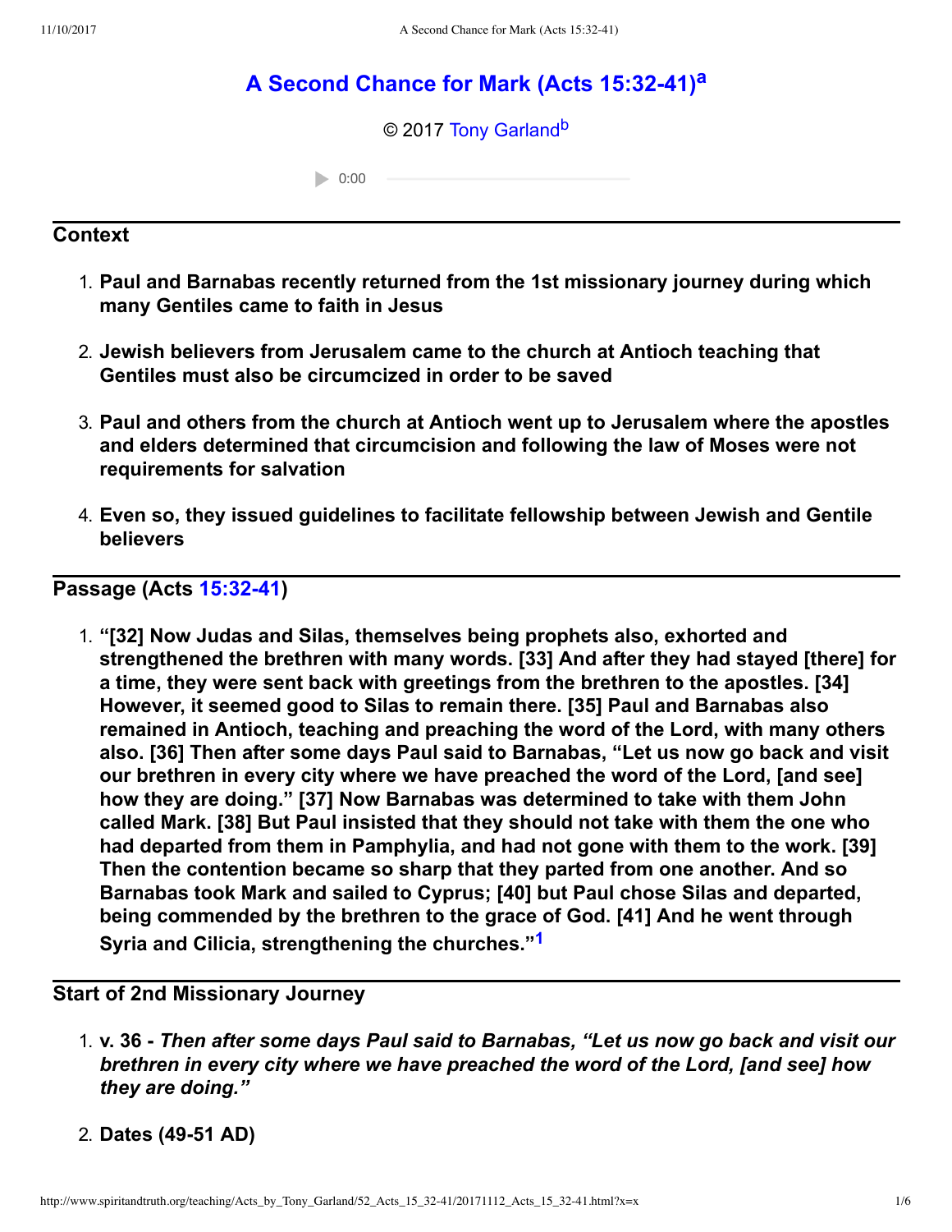# A Second Chance for Mark (Acts 15:32-41)[a]

© 2017 Tony Garland[b]

## Context

1. **Paul and Barnabas recently returned from the 1st missionary journey during which many Gentiles came to faith in Jesus**
2. **Jewish believers from Jerusalem came to the church at Antioch teaching that Gentiles must also be circumcized in order to be saved**
3. **Paul and others from the church at Antioch went up to Jerusalem where the apostles and elders determined that circumcision and following the law of Moses were not requirements for salvation**
4. **Even so, they issued guidelines to facilitate fellowship between Jewish and Gentile believers**

## Passage (Acts 15:32-41)

1. **"[32] Now Judas and Silas, themselves being prophets also, exhorted and strengthened the brethren with many words. [33] And after they had stayed [there] for a time, they were sent back with greetings from the brethren to the apostles. [34] However, it seemed good to Silas to remain there. [35] Paul and Barnabas also remained in Antioch, teaching and preaching the word of the Lord, with many others also. [36] Then after some days Paul said to Barnabas, "Let us now go back and visit our brethren in every city where we have preached the word of the Lord, [and see] how they are doing." [37] Now Barnabas was determined to take with them John called Mark. [38] But Paul insisted that they should not take with them the one who had departed from them in Pamphylia, and had not gone with them to the work. [39] Then the contention became so sharp that they parted from one another. And so Barnabas took Mark and sailed to Cyprus; [40] but Paul chose Silas and departed, being commended by the brethren to the grace of God. [41] And he went through Syria and Cilicia, strengthening the churches."[1]**

## Start of 2nd Missionary Journey

1. **v. 36 -** ***Then after some days Paul said to Barnabas, "Let us now go back and visit our brethren in every city where we have preached the word of the Lord, [and see] how they are doing."***
2. **Dates (49-51 AD)**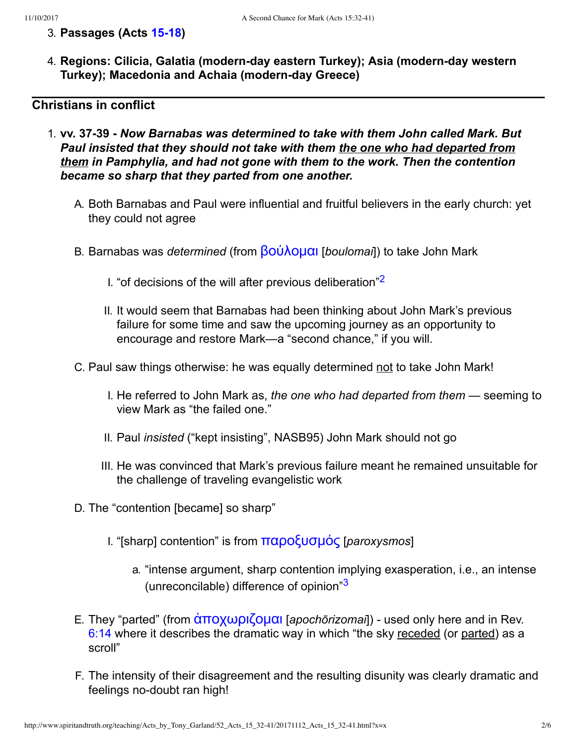3. **Passages (Acts 15-18)**

4. **Regions: Cilicia, Galatia (modern-day eastern Turkey); Asia (modern-day western Turkey); Macedonia and Achaia (modern-day Greece)**

---

## Christians in conflict

1. **vv. 37-39 - *Now Barnabas was determined to take with them John called Mark. But Paul insisted that they should not take with them <u>the one who had departed from them</u> in Pamphylia, and had not gone with them to the work. Then the contention became so sharp that they parted from one another.***

   A. Both Barnabas and Paul were influential and fruitful believers in the early church: yet they could not agree

   B. Barnabas was *determined* (from βούλομαι [*boulomai*]) to take John Mark

      I. "of decisions of the will after previous deliberation"[2]

      II. It would seem that Barnabas had been thinking about John Mark's previous failure for some time and saw the upcoming journey as an opportunity to encourage and restore Mark—a "second chance," if you will.

   C. Paul saw things otherwise: he was equally determined <u>not</u> to take John Mark!

      I. He referred to John Mark as, *the one who had departed from them* — seeming to view Mark as "the failed one."

      II. Paul *insisted* ("kept insisting", NASB95) John Mark should not go

      III. He was convinced that Mark's previous failure meant he remained unsuitable for the challenge of traveling evangelistic work

   D. The "contention [became] so sharp"

      I. "[sharp] contention" is from παροξυσμός [*paroxysmos*]

         a. "intense argument, sharp contention implying exasperation, i.e., an intense (unreconcilable) difference of opinion"[3]

   E. They "parted" (from ἀποχωρίζομαι [*apochōrizomai*]) - used only here and in Rev. 6:14 where it describes the dramatic way in which "the sky <u>receded</u> (or <u>parted</u>) as a scroll"

   F. The intensity of their disagreement and the resulting disunity was clearly dramatic and feelings no-doubt ran high!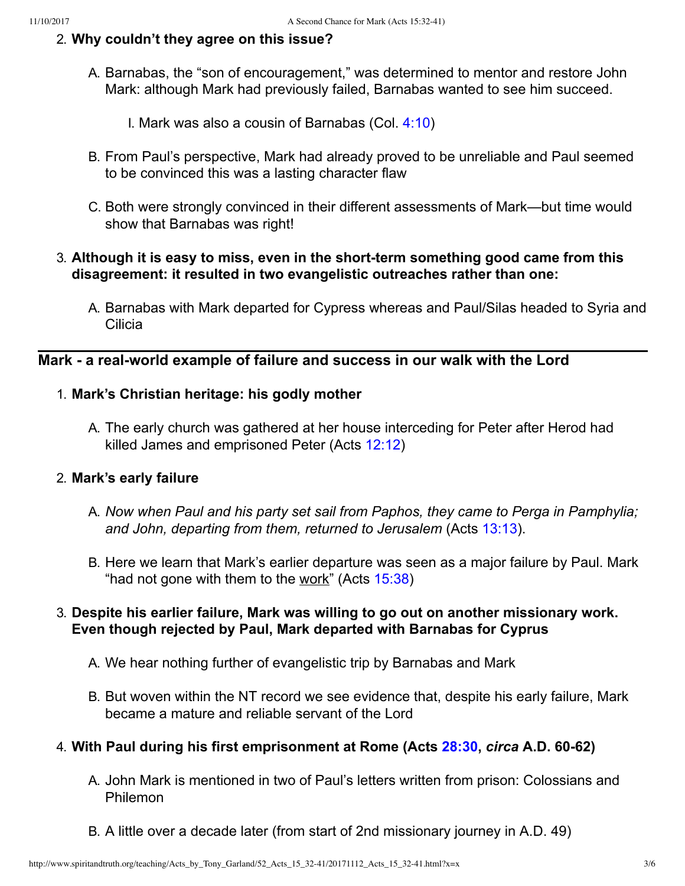2. **Why couldn't they agree on this issue?**

    A. Barnabas, the "son of encouragement," was determined to mentor and restore John Mark: although Mark had previously failed, Barnabas wanted to see him succeed.

        I. Mark was also a cousin of Barnabas (Col. 4:10)

    B. From Paul's perspective, Mark had already proved to be unreliable and Paul seemed to be convinced this was a lasting character flaw

    C. Both were strongly convinced in their different assessments of Mark—but time would show that Barnabas was right!

3. **Although it is easy to miss, even in the short-term something good came from this disagreement: it resulted in two evangelistic outreaches rather than one:**

    A. Barnabas with Mark departed for Cypress whereas and Paul/Silas headed to Syria and Cilicia

---

### Mark - a real-world example of failure and success in our walk with the Lord

1. **Mark's Christian heritage: his godly mother**

    A. The early church was gathered at her house interceding for Peter after Herod had killed James and emprisoned Peter (Acts 12:12)

2. **Mark's early failure**

    A. *Now when Paul and his party set sail from Paphos, they came to Perga in Pamphylia; and John, departing from them, returned to Jerusalem* (Acts 13:13).

    B. Here we learn that Mark's earlier departure was seen as a major failure by Paul. Mark "had not gone with them to the <u>work</u>" (Acts 15:38)

3. **Despite his earlier failure, Mark was willing to go out on another missionary work. Even though rejected by Paul, Mark departed with Barnabas for Cyprus**

    A. We hear nothing further of evangelistic trip by Barnabas and Mark

    B. But woven within the NT record we see evidence that, despite his early failure, Mark became a mature and reliable servant of the Lord

4. **With Paul during his first emprisonment at Rome (Acts 28:30, *circa* A.D. 60-62)**

    A. John Mark is mentioned in two of Paul's letters written from prison: Colossians and Philemon

    B. A little over a decade later (from start of 2nd missionary journey in A.D. 49)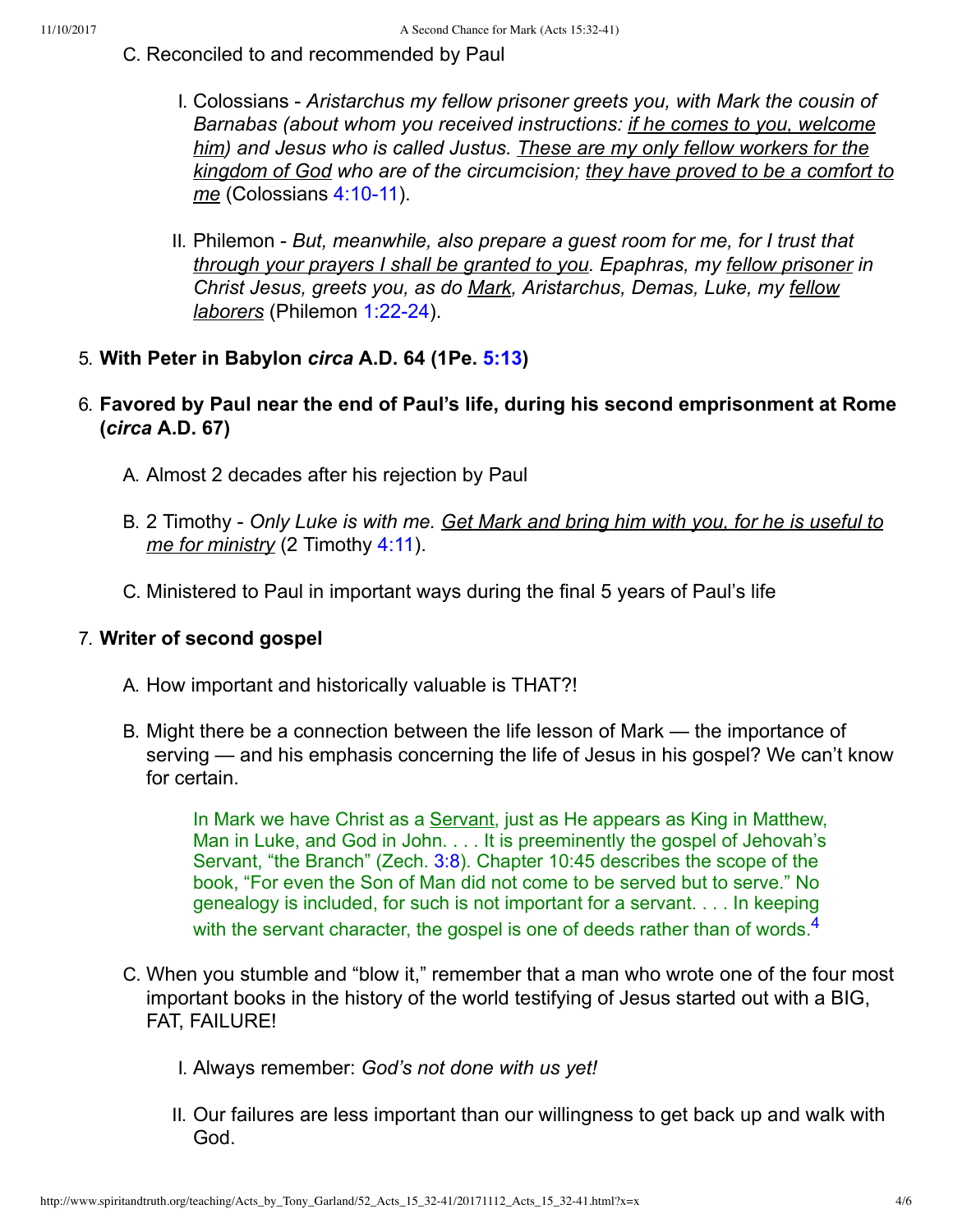C. Reconciled to and recommended by Paul

   I. Colossians - *Aristarchus my fellow prisoner greets you, with Mark the cousin of Barnabas (about whom you received instructions: if he comes to you, welcome him) and Jesus who is called Justus. These are my only fellow workers for the kingdom of God who are of the circumcision; they have proved to be a comfort to me* (Colossians 4:10-11).

   II. Philemon - *But, meanwhile, also prepare a guest room for me, for I trust that through your prayers I shall be granted to you. Epaphras, my fellow prisoner in Christ Jesus, greets you, as do Mark, Aristarchus, Demas, Luke, my fellow laborers* (Philemon 1:22-24).

5. **With Peter in Babylon *circa* A.D. 64 (1Pe. 5:13)**

6. **Favored by Paul near the end of Paul's life, during his second emprisonment at Rome (*circa* A.D. 67)**

   A. Almost 2 decades after his rejection by Paul

   B. 2 Timothy - *Only Luke is with me. Get Mark and bring him with you, for he is useful to me for ministry* (2 Timothy 4:11).

   C. Ministered to Paul in important ways during the final 5 years of Paul's life

7. **Writer of second gospel**

   A. How important and historically valuable is THAT?!

   B. Might there be a connection between the life lesson of Mark — the importance of serving — and his emphasis concerning the life of Jesus in his gospel? We can't know for certain.

      > In Mark we have Christ as a Servant, just as He appears as King in Matthew, Man in Luke, and God in John. . . . It is preeminently the gospel of Jehovah's Servant, "the Branch" (Zech. 3:8). Chapter 10:45 describes the scope of the book, "For even the Son of Man did not come to be served but to serve." No genealogy is included, for such is not important for a servant. . . . In keeping with the servant character, the gospel is one of deeds rather than of words.[4]

   C. When you stumble and "blow it," remember that a man who wrote one of the four most important books in the history of the world testifying of Jesus started out with a BIG, FAT, FAILURE!

      I. Always remember: *God's not done with us yet!*

      II. Our failures are less important than our willingness to get back up and walk with God.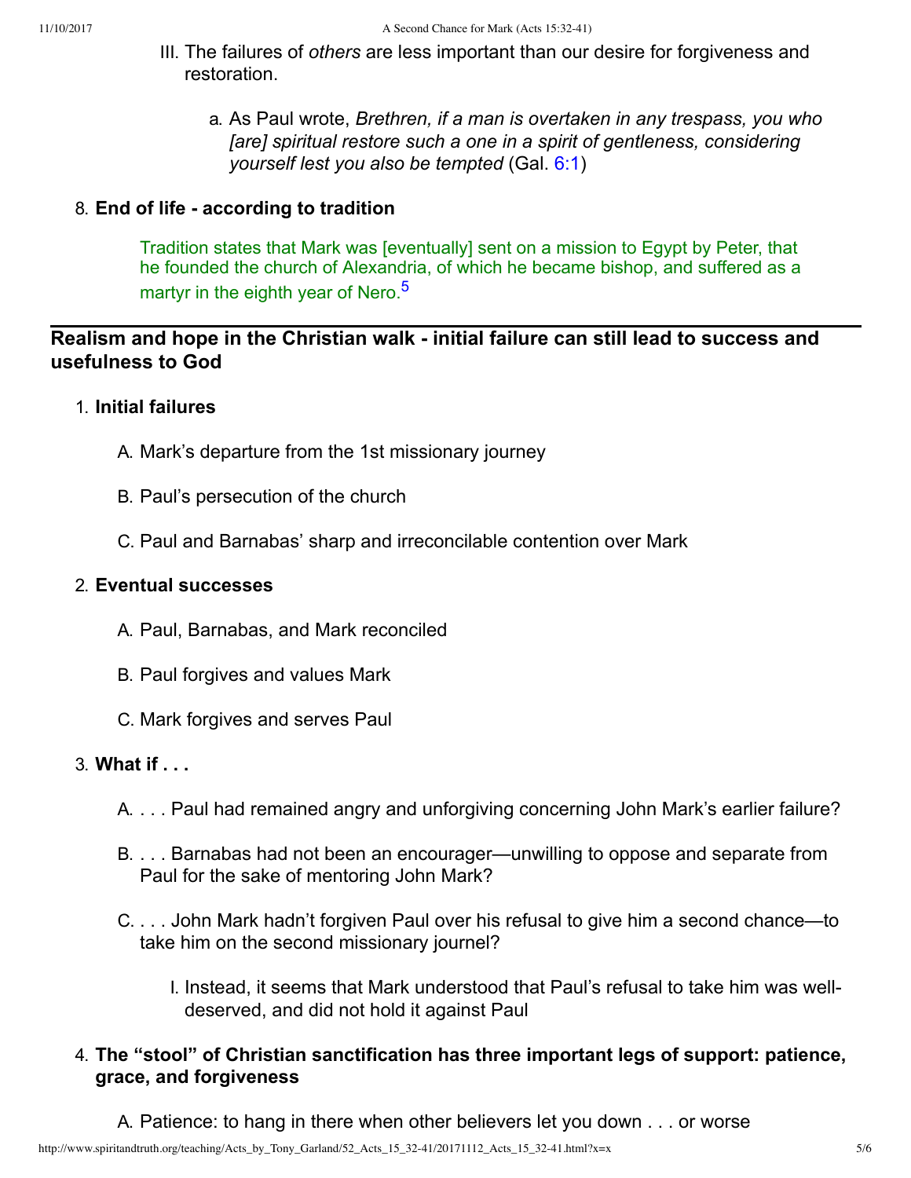III. The failures of *others* are less important than our desire for forgiveness and restoration.

   a. As Paul wrote, *Brethren, if a man is overtaken in any trespass, you who [are] spiritual restore such a one in a spirit of gentleness, considering yourself lest you also be tempted* (Gal. 6:1)

8. **End of life - according to tradition**

   > Tradition states that Mark was [eventually] sent on a mission to Egypt by Peter, that he founded the church of Alexandria, of which he became bishop, and suffered as a martyr in the eighth year of Nero.[5]

---

## Realism and hope in the Christian walk - initial failure can still lead to success and usefulness to God

1. **Initial failures**

   A. Mark's departure from the 1st missionary journey

   B. Paul's persecution of the church

   C. Paul and Barnabas' sharp and irreconcilable contention over Mark

2. **Eventual successes**

   A. Paul, Barnabas, and Mark reconciled

   B. Paul forgives and values Mark

   C. Mark forgives and serves Paul

3. **What if . . .**

   A. . . . Paul had remained angry and unforgiving concerning John Mark's earlier failure?

   B. . . . Barnabas had not been an encourager—unwilling to oppose and separate from Paul for the sake of mentoring John Mark?

   C. . . . John Mark hadn't forgiven Paul over his refusal to give him a second chance—to take him on the second missionary journel?

      I. Instead, it seems that Mark understood that Paul's refusal to take him was well-deserved, and did not hold it against Paul

4. **The "stool" of Christian sanctification has three important legs of support: patience, grace, and forgiveness**

   A. Patience: to hang in there when other believers let you down . . . or worse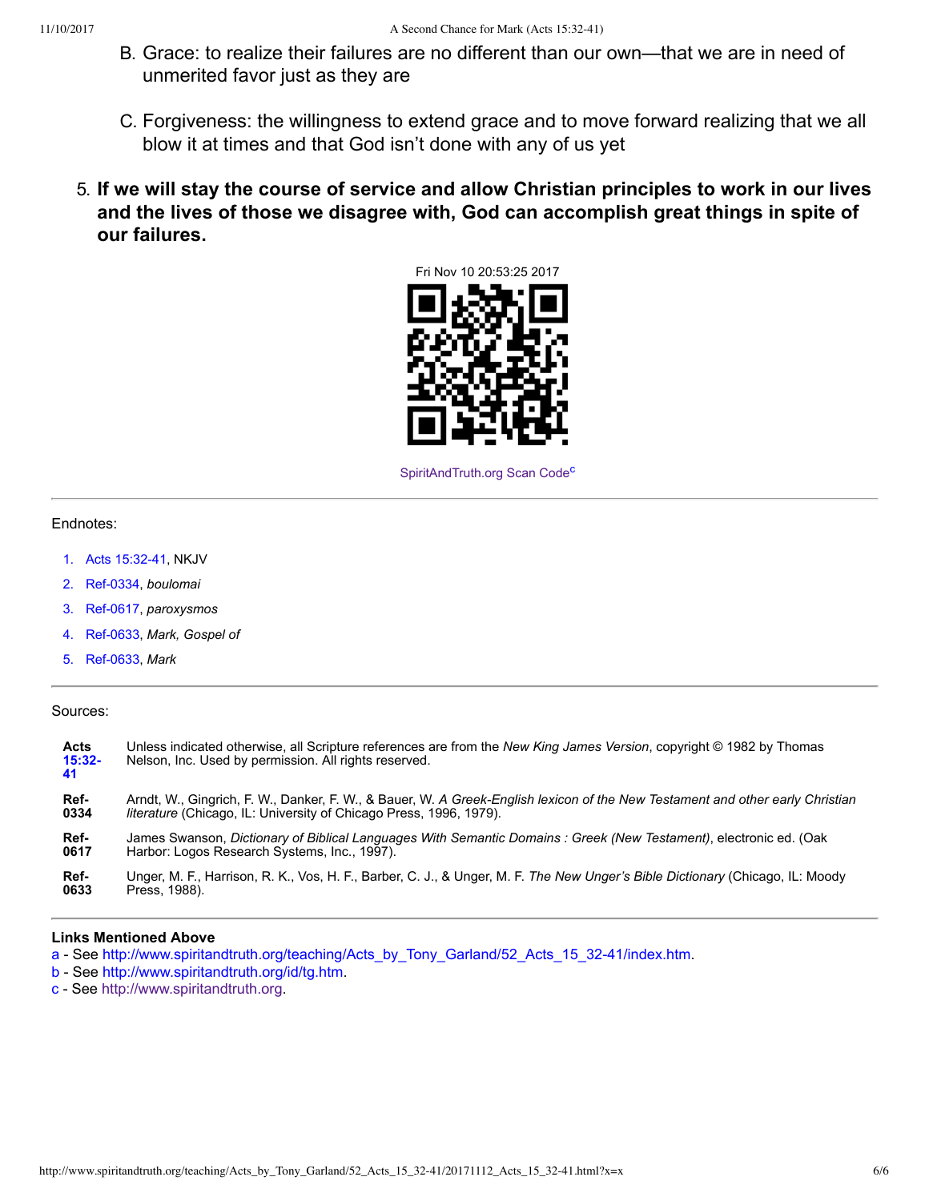B. Grace: to realize their failures are no different than our own—that we are in need of unmerited favor just as they are

C. Forgiveness: the willingness to extend grace and to move forward realizing that we all blow it at times and that God isn't done with any of us yet

5. **If we will stay the course of service and allow Christian principles to work in our lives and the lives of those we disagree with, God can accomplish great things in spite of our failures.**

Fri Nov 10 20:53:25 2017

SpiritAndTruth.org Scan Code[c]

---

Endnotes:

1. Acts 15:32-41, NKJV
2. Ref-0334, *boulomai*
3. Ref-0617, *paroxysmos*
4. Ref-0633, *Mark, Gospel of*
5. Ref-0633, *Mark*

---

Sources:

| | |
|---|---|
| **Acts 15:32-41** | Unless indicated otherwise, all Scripture references are from the *New King James Version*, copyright © 1982 by Thomas Nelson, Inc. Used by permission. All rights reserved. |
| **Ref-0334** | Arndt, W., Gingrich, F. W., Danker, F. W., & Bauer, W. *A Greek-English lexicon of the New Testament and other early Christian literature* (Chicago, IL: University of Chicago Press, 1996, 1979). |
| **Ref-0617** | James Swanson, *Dictionary of Biblical Languages With Semantic Domains : Greek (New Testament)*, electronic ed. (Oak Harbor: Logos Research Systems, Inc., 1997). |
| **Ref-0633** | Unger, M. F., Harrison, R. K., Vos, H. F., Barber, C. J., & Unger, M. F. *The New Unger's Bible Dictionary* (Chicago, IL: Moody Press, 1988). |

---

**Links Mentioned Above**

a - See http://www.spiritandtruth.org/teaching/Acts_by_Tony_Garland/52_Acts_15_32-41/index.htm.
b - See http://www.spiritandtruth.org/id/tg.htm.
c - See http://www.spiritandtruth.org.